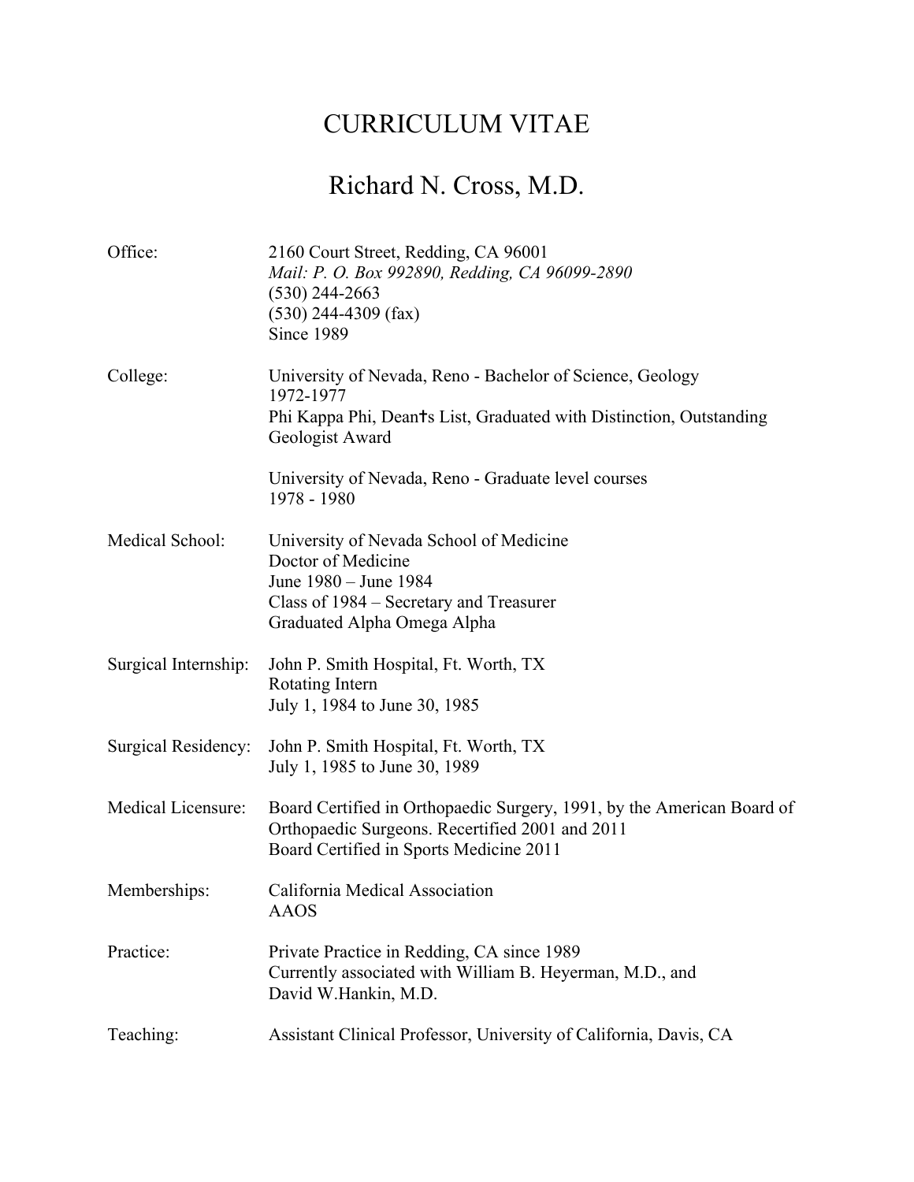# CURRICULUM VITAE

# Richard N. Cross, M.D.

**Office:**
2160 Court Street, Redding, CA 96001
*Mail: P. O. Box 992890, Redding, CA 96099-2890*
(530) 244-2663
(530) 244-4309 (fax)
Since 1989

**College:**
University of Nevada, Reno - Bachelor of Science, Geology
1972-1977
Phi Kappa Phi, Dean†s List, Graduated with Distinction, Outstanding Geologist Award

University of Nevada, Reno - Graduate level courses
1978 - 1980

**Medical School:**
University of Nevada School of Medicine
Doctor of Medicine
June 1980 – June 1984
Class of 1984 – Secretary and Treasurer
Graduated Alpha Omega Alpha

**Surgical Internship:**
John P. Smith Hospital, Ft. Worth, TX
Rotating Intern
July 1, 1984 to June 30, 1985

**Surgical Residency:**
John P. Smith Hospital, Ft. Worth, TX
July 1, 1985 to June 30, 1989

**Medical Licensure:**
Board Certified in Orthopaedic Surgery, 1991, by the American Board of Orthopaedic Surgeons. Recertified 2001 and 2011
Board Certified in Sports Medicine 2011

**Memberships:**
California Medical Association
AAOS

**Practice:**
Private Practice in Redding, CA since 1989
Currently associated with William B. Heyerman, M.D., and David W.Hankin, M.D.

**Teaching:**
Assistant Clinical Professor, University of California, Davis, CA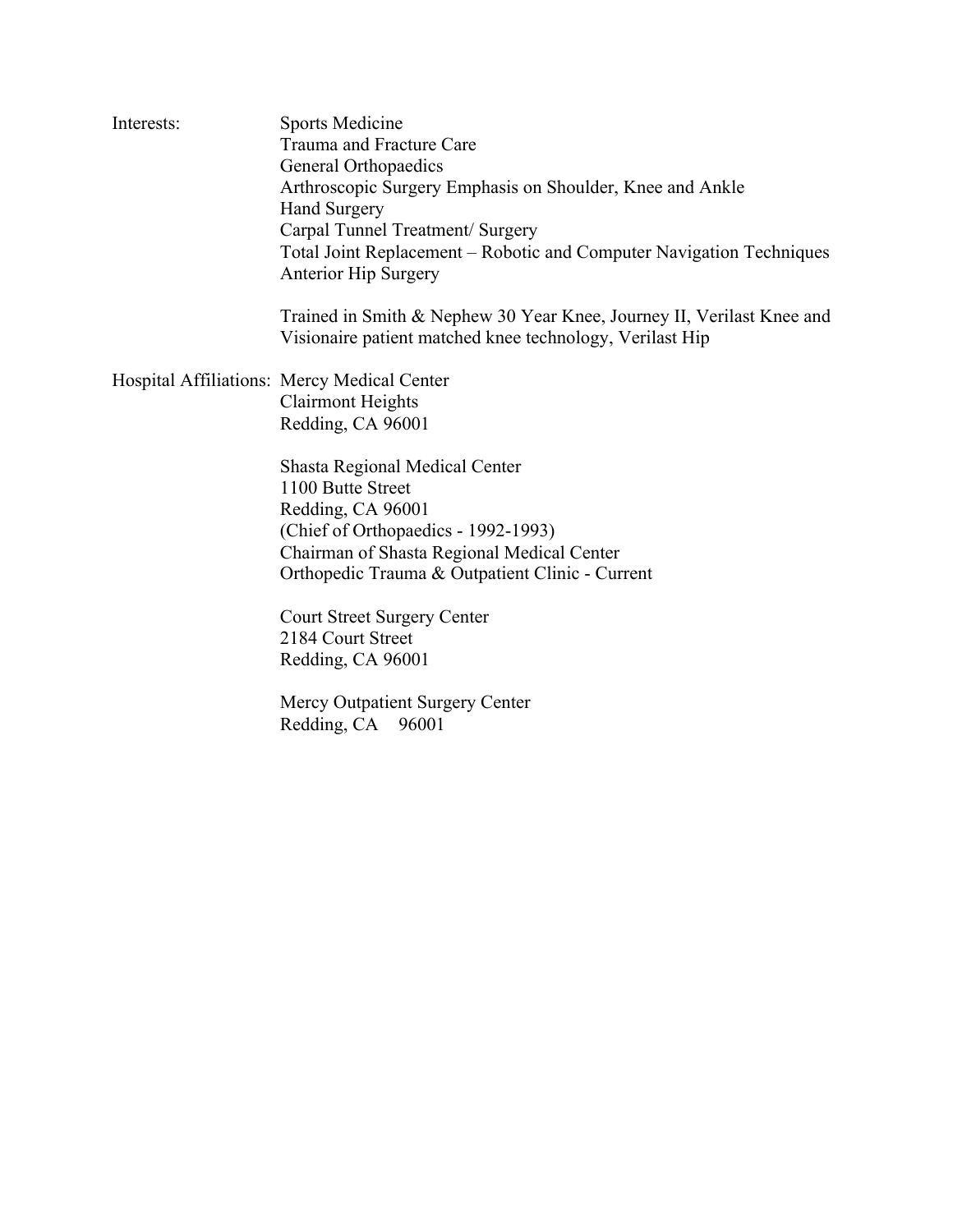**Interests:**

Sports Medicine
Trauma and Fracture Care
General Orthopaedics
Arthroscopic Surgery Emphasis on Shoulder, Knee and Ankle
Hand Surgery
Carpal Tunnel Treatment/ Surgery
Total Joint Replacement – Robotic and Computer Navigation Techniques
Anterior Hip Surgery

Trained in Smith & Nephew 30 Year Knee, Journey II, Verilast Knee and Visionaire patient matched knee technology, Verilast Hip

**Hospital Affiliations:**

Mercy Medical Center
Clairmont Heights
Redding, CA 96001

Shasta Regional Medical Center
1100 Butte Street
Redding, CA 96001
(Chief of Orthopaedics - 1992-1993)
Chairman of Shasta Regional Medical Center
Orthopedic Trauma & Outpatient Clinic - Current

Court Street Surgery Center
2184 Court Street
Redding, CA 96001

Mercy Outpatient Surgery Center
Redding, CA 96001